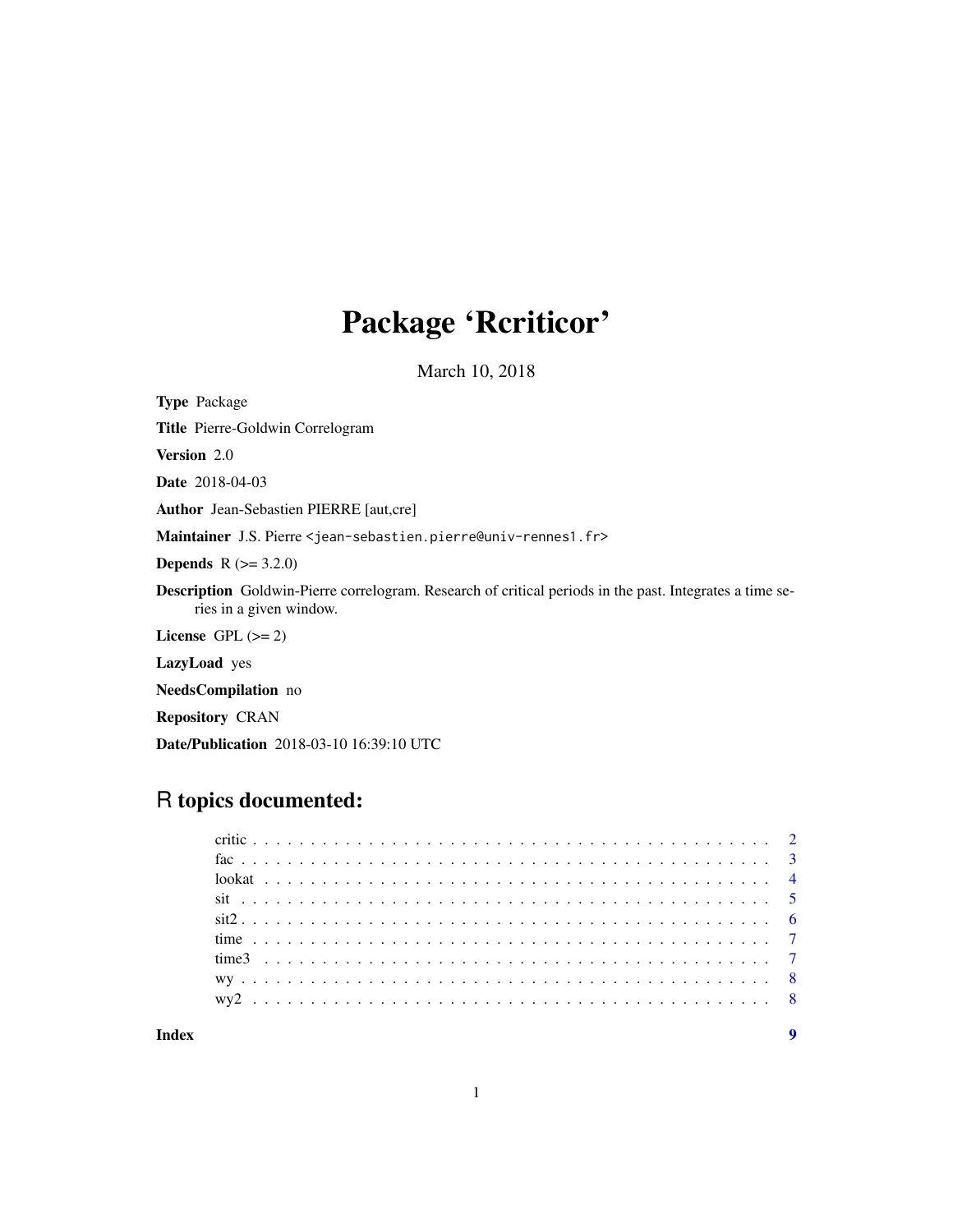# Package 'Rcriticor'

March 10, 2018

**Type** Package

**Title** Pierre-Goldwin Correlogram

**Version** 2.0

**Date** 2018-04-03

**Author** Jean-Sebastien PIERRE [aut,cre]

**Maintainer** J.S. Pierre <jean-sebastien.pierre@univ-rennes1.fr>

**Depends** R (>= 3.2.0)

**Description** Goldwin-Pierre correlogram. Research of critical periods in the past. Integrates a time series in a given window.

**License** GPL (>= 2)

**LazyLoad** yes

**NeedsCompilation** no

**Repository** CRAN

**Date/Publication** 2018-03-10 16:39:10 UTC

## R topics documented:

critic . . . . . . . . . . . . . . . . . . . . . . . . . . . . . . . . . . . . . . . . . . 2
fac . . . . . . . . . . . . . . . . . . . . . . . . . . . . . . . . . . . . . . . . . . . 3
lookat . . . . . . . . . . . . . . . . . . . . . . . . . . . . . . . . . . . . . . . . . 4
sit . . . . . . . . . . . . . . . . . . . . . . . . . . . . . . . . . . . . . . . . . . . 5
sit2 . . . . . . . . . . . . . . . . . . . . . . . . . . . . . . . . . . . . . . . . . . 6
time . . . . . . . . . . . . . . . . . . . . . . . . . . . . . . . . . . . . . . . . . . 7
time3 . . . . . . . . . . . . . . . . . . . . . . . . . . . . . . . . . . . . . . . . . 7
wy . . . . . . . . . . . . . . . . . . . . . . . . . . . . . . . . . . . . . . . . . . . 8
wy2 . . . . . . . . . . . . . . . . . . . . . . . . . . . . . . . . . . . . . . . . . . 8

**Index** 9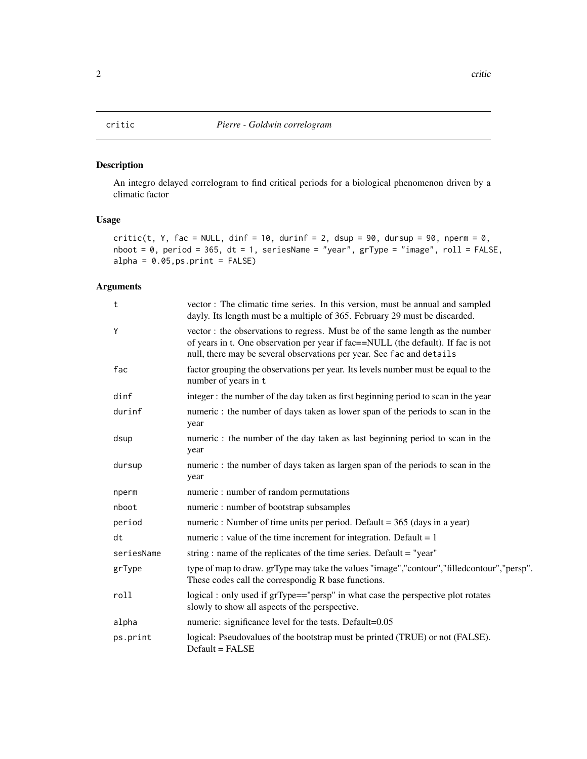critic *Pierre - Goldwin correlogram*

## Description

An integro delayed correlogram to find critical periods for a biological phenomenon driven by a climatic factor

## Usage

```
critic(t, Y, fac = NULL, dinf = 10, durinf = 2, dsup = 90, dursup = 90, nperm = 0,
nboot = 0, period = 365, dt = 1, seriesName = "year", grType = "image", roll = FALSE,
alpha = 0.05,ps.print = FALSE)
```

## Arguments

| | |
|---|---|
| t | vector : The climatic time series. In this version, must be annual and sampled dayly. Its length must be a multiple of 365. February 29 must be discarded. |
| Y | vector : the observations to regress. Must be of the same length as the number of years in t. One observation per year if fac==NULL (the default). If fac is not null, there may be several observations per year. See `fac` and `details` |
| fac | factor grouping the observations per year. Its levels number must be equal to the number of years in `t` |
| dinf | integer : the number of the day taken as first beginning period to scan in the year |
| durinf | numeric : the number of days taken as lower span of the periods to scan in the year |
| dsup | numeric : the number of the day taken as last beginning period to scan in the year |
| dursup | numeric : the number of days taken as largen span of the periods to scan in the year |
| nperm | numeric : number of random permutations |
| nboot | numeric : number of bootstrap subsamples |
| period | numeric : Number of time units per period. Default = 365 (days in a year) |
| dt | numeric : value of the time increment for integration. Default = 1 |
| seriesName | string : name of the replicates of the time series. Default = "year" |
| grType | type of map to draw. grType may take the values "image","contour","filledcontour","persp". These codes call the correspondig R base functions. |
| roll | logical : only used if grType=="persp" in what case the perspective plot rotates slowly to show all aspects of the perspective. |
| alpha | numeric: significance level for the tests. Default=0.05 |
| ps.print | logical: Pseudovalues of the bootstrap must be printed (TRUE) or not (FALSE). Default = FALSE |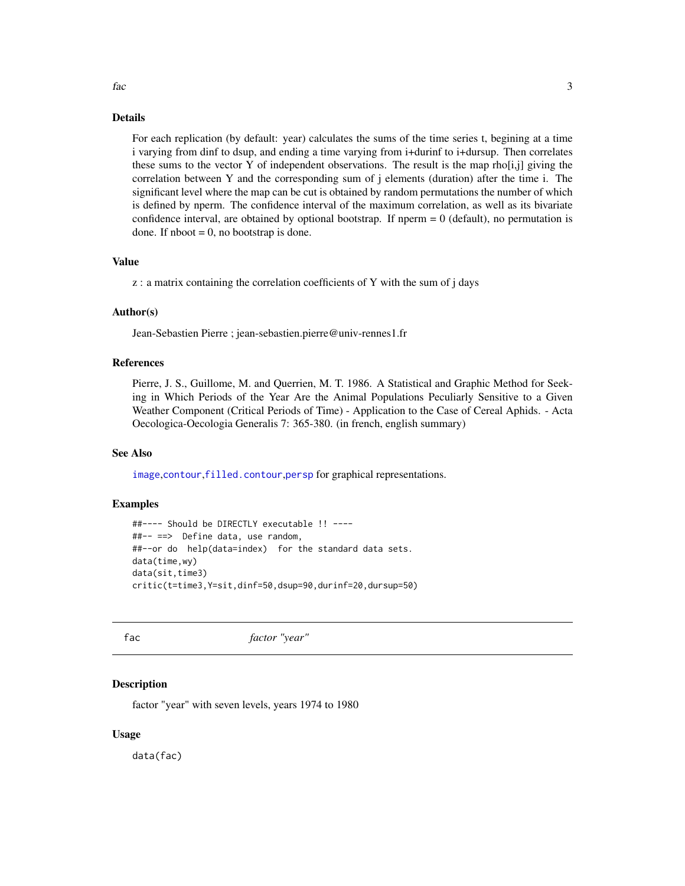## Details

For each replication (by default: year) calculates the sums of the time series t, begining at a time i varying from dinf to dsup, and ending a time varying from i+durinf to i+dursup. Then correlates these sums to the vector Y of independent observations. The result is the map rho[i,j] giving the correlation between Y and the corresponding sum of j elements (duration) after the time i. The significant level where the map can be cut is obtained by random permutations the number of which is defined by nperm. The confidence interval of the maximum correlation, as well as its bivariate confidence interval, are obtained by optional bootstrap. If nperm = 0 (default), no permutation is done. If nboot = 0, no bootstrap is done.

## Value

z : a matrix containing the correlation coefficients of Y with the sum of j days

## Author(s)

Jean-Sebastien Pierre ; jean-sebastien.pierre@univ-rennes1.fr

## References

Pierre, J. S., Guillome, M. and Querrien, M. T. 1986. A Statistical and Graphic Method for Seeking in Which Periods of the Year Are the Animal Populations Peculiarly Sensitive to a Given Weather Component (Critical Periods of Time) - Application to the Case of Cereal Aphids. - Acta Oecologica-Oecologia Generalis 7: 365-380. (in french, english summary)

## See Also

image,contour,filled.contour,persp for graphical representations.

## Examples

```
##---- Should be DIRECTLY executable !! ----
##-- ==>  Define data, use random,
##--or do  help(data=index)  for the standard data sets.
data(time,wy)
data(sit,time3)
critic(t=time3,Y=sit,dinf=50,dsup=90,durinf=20,dursup=50)
```

---

# fac — *factor "year"*

## Description

factor "year" with seven levels, years 1974 to 1980

## Usage

```
data(fac)
```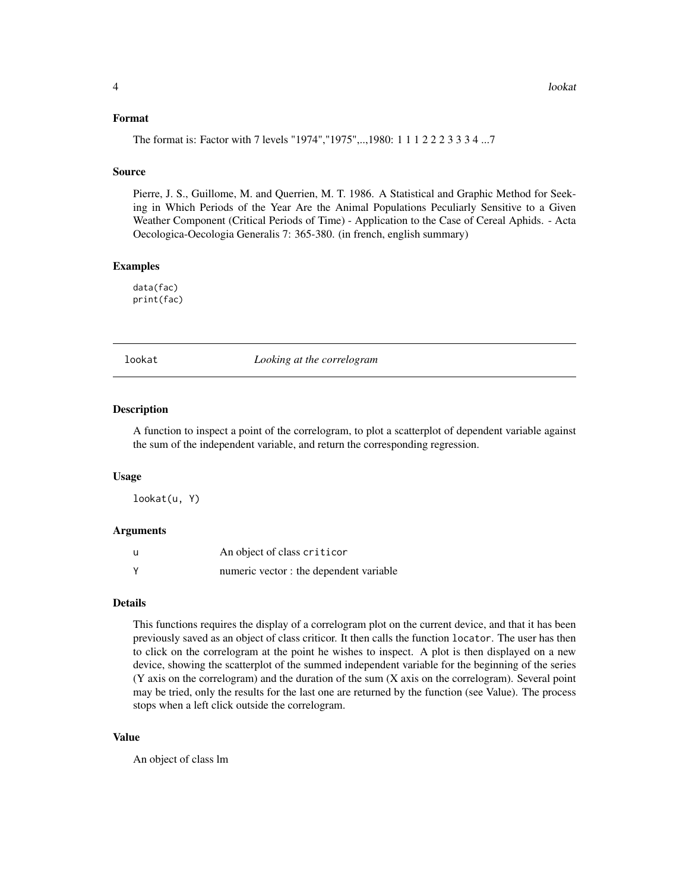### Format

The format is: Factor with 7 levels "1974","1975",..,1980: 1 1 1 2 2 2 3 3 3 4 ...7

### Source

Pierre, J. S., Guillome, M. and Querrien, M. T. 1986. A Statistical and Graphic Method for Seeking in Which Periods of the Year Are the Animal Populations Peculiarly Sensitive to a Given Weather Component (Critical Periods of Time) - Application to the Case of Cereal Aphids. - Acta Oecologica-Oecologia Generalis 7: 365-380. (in french, english summary)

### Examples

```
data(fac)
print(fac)
```

---

## lookat — *Looking at the correlogram*

---

### Description

A function to inspect a point of the correlogram, to plot a scatterplot of dependent variable against the sum of the independent variable, and return the corresponding regression.

### Usage

```
lookat(u, Y)
```

### Arguments

| | |
|---|---|
| u | An object of class `criticor` |
| Y | numeric vector : the dependent variable |

### Details

This functions requires the display of a correlogram plot on the current device, and that it has been previously saved as an object of class criticor. It then calls the function `locator`. The user has then to click on the correlogram at the point he wishes to inspect. A plot is then displayed on a new device, showing the scatterplot of the summed independent variable for the beginning of the series (Y axis on the correlogram) and the duration of the sum (X axis on the correlogram). Several point may be tried, only the results for the last one are returned by the function (see Value). The process stops when a left click outside the correlogram.

### Value

An object of class lm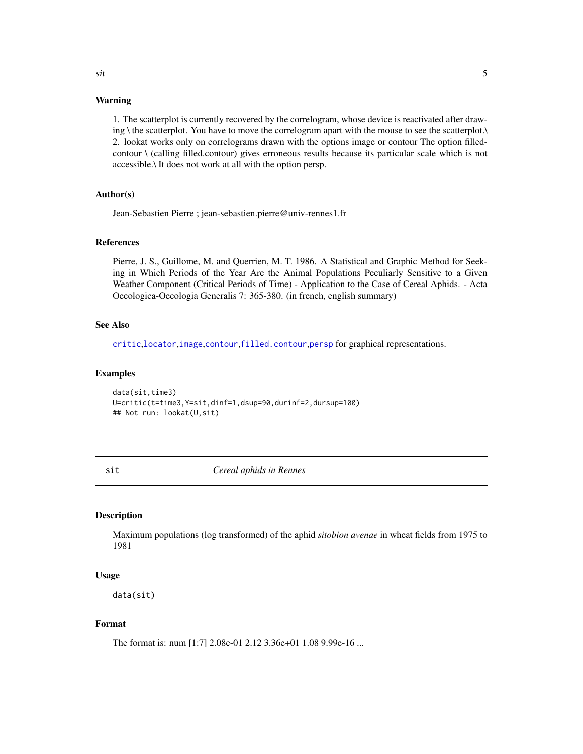### Warning

1. The scatterplot is currently recovered by the correlogram, whose device is reactivated after drawing \ the scatterplot. You have to move the correlogram apart with the mouse to see the scatterplot.\ 2. lookat works only on correlograms drawn with the options image or contour The option filled-contour \ (calling filled.contour) gives erroneous results because its particular scale which is not accessible.\ It does not work at all with the option persp.

### Author(s)

Jean-Sebastien Pierre ; jean-sebastien.pierre@univ-rennes1.fr

### References

Pierre, J. S., Guillome, M. and Querrien, M. T. 1986. A Statistical and Graphic Method for Seeking in Which Periods of the Year Are the Animal Populations Peculiarly Sensitive to a Given Weather Component (Critical Periods of Time) - Application to the Case of Cereal Aphids. - Acta Oecologica-Oecologia Generalis 7: 365-380. (in french, english summary)

### See Also

critic,locator,image,contour,filled.contour,persp for graphical representations.

### Examples

```
data(sit,time3)
U=critic(t=time3,Y=sit,dinf=1,dsup=90,durinf=2,dursup=100)
## Not run: lookat(U,sit)
```

---

## sit — *Cereal aphids in Rennes*

### Description

Maximum populations (log transformed) of the aphid *sitobion avenae* in wheat fields from 1975 to 1981

### Usage

```
data(sit)
```

### Format

The format is: num [1:7] 2.08e-01 2.12 3.36e+01 1.08 9.99e-16 ...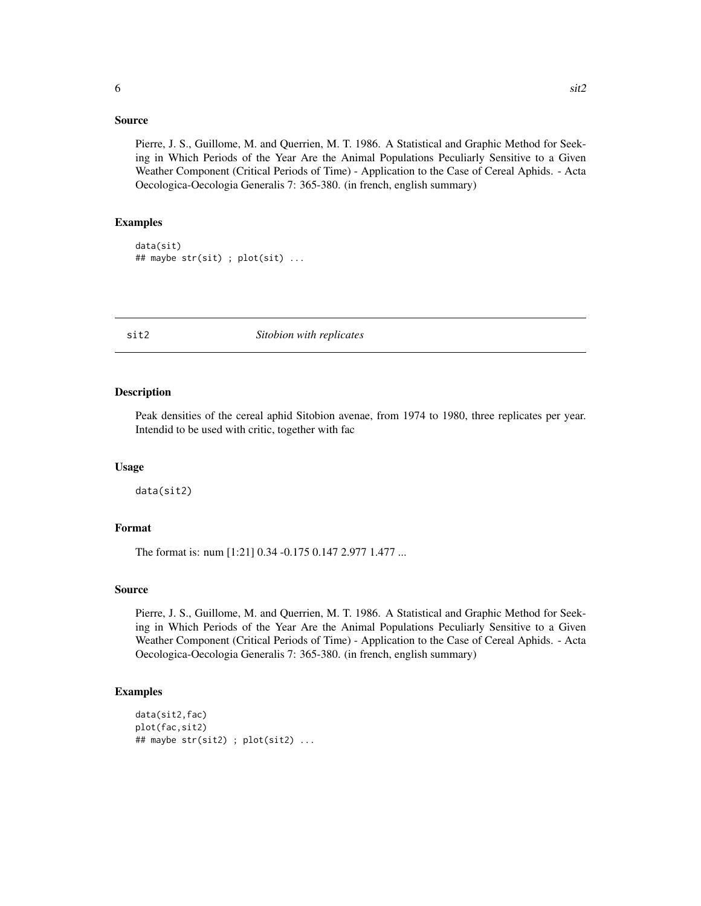## Source

Pierre, J. S., Guillome, M. and Querrien, M. T. 1986. A Statistical and Graphic Method for Seeking in Which Periods of the Year Are the Animal Populations Peculiarly Sensitive to a Given Weather Component (Critical Periods of Time) - Application to the Case of Cereal Aphids. - Acta Oecologica-Oecologia Generalis 7: 365-380. (in french, english summary)

## Examples

```
data(sit)
## maybe str(sit) ; plot(sit) ...
```

---

# sit2 — *Sitobion with replicates*

---

## Description

Peak densities of the cereal aphid Sitobion avenae, from 1974 to 1980, three replicates per year. Intendid to be used with critic, together with fac

## Usage

```
data(sit2)
```

## Format

The format is: num [1:21] 0.34 -0.175 0.147 2.977 1.477 ...

## Source

Pierre, J. S., Guillome, M. and Querrien, M. T. 1986. A Statistical and Graphic Method for Seeking in Which Periods of the Year Are the Animal Populations Peculiarly Sensitive to a Given Weather Component (Critical Periods of Time) - Application to the Case of Cereal Aphids. - Acta Oecologica-Oecologia Generalis 7: 365-380. (in french, english summary)

## Examples

```
data(sit2,fac)
plot(fac,sit2)
## maybe str(sit2) ; plot(sit2) ...
```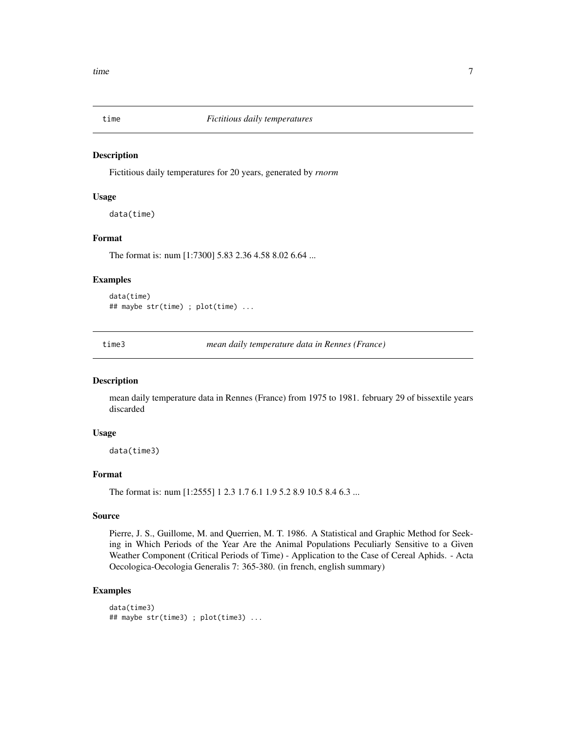## time *Fictitious daily temperatures*

### Description

Fictitious daily temperatures for 20 years, generated by *rnorm*

### Usage

```
data(time)
```

### Format

The format is: num [1:7300] 5.83 2.36 4.58 8.02 6.64 ...

### Examples

```
data(time)
## maybe str(time) ; plot(time) ...
```

## time3 *mean daily temperature data in Rennes (France)*

### Description

mean daily temperature data in Rennes (France) from 1975 to 1981. february 29 of bissextile years discarded

### Usage

```
data(time3)
```

### Format

The format is: num [1:2555] 1 2.3 1.7 6.1 1.9 5.2 8.9 10.5 8.4 6.3 ...

### Source

Pierre, J. S., Guillome, M. and Querrien, M. T. 1986. A Statistical and Graphic Method for Seeking in Which Periods of the Year Are the Animal Populations Peculiarly Sensitive to a Given Weather Component (Critical Periods of Time) - Application to the Case of Cereal Aphids. - Acta Oecologica-Oecologia Generalis 7: 365-380. (in french, english summary)

### Examples

```
data(time3)
## maybe str(time3) ; plot(time3) ...
```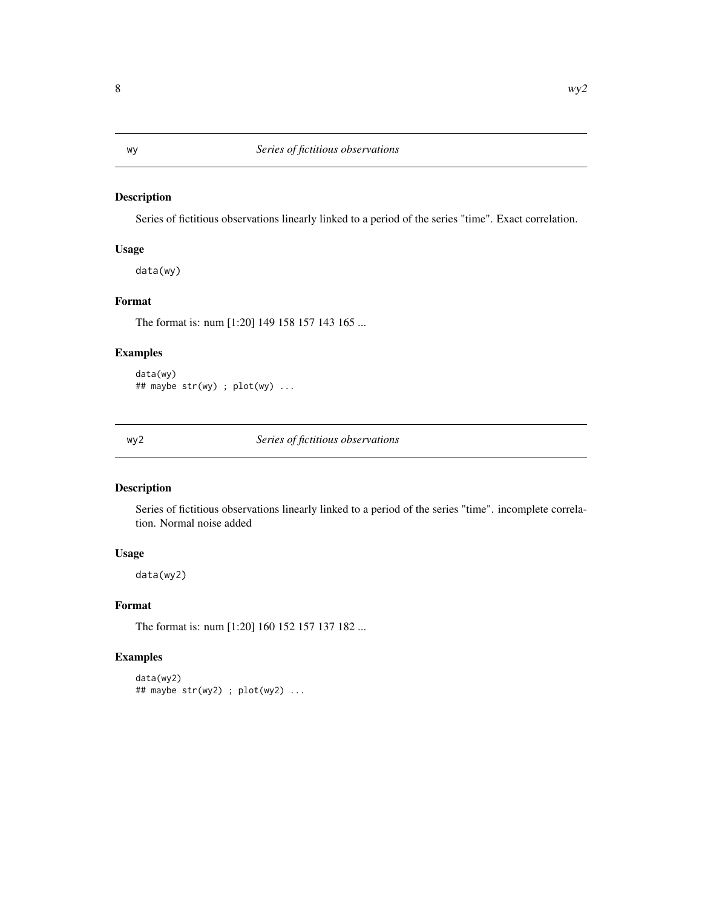## wy — *Series of fictitious observations*

### Description

Series of fictitious observations linearly linked to a period of the series "time". Exact correlation.

### Usage

```
data(wy)
```

### Format

The format is: num [1:20] 149 158 157 143 165 ...

### Examples

```
data(wy)
## maybe str(wy) ; plot(wy) ...
```

## wy2 — *Series of fictitious observations*

### Description

Series of fictitious observations linearly linked to a period of the series "time". incomplete correlation. Normal noise added

### Usage

```
data(wy2)
```

### Format

The format is: num [1:20] 160 152 157 137 182 ...

### Examples

```
data(wy2)
## maybe str(wy2) ; plot(wy2) ...
```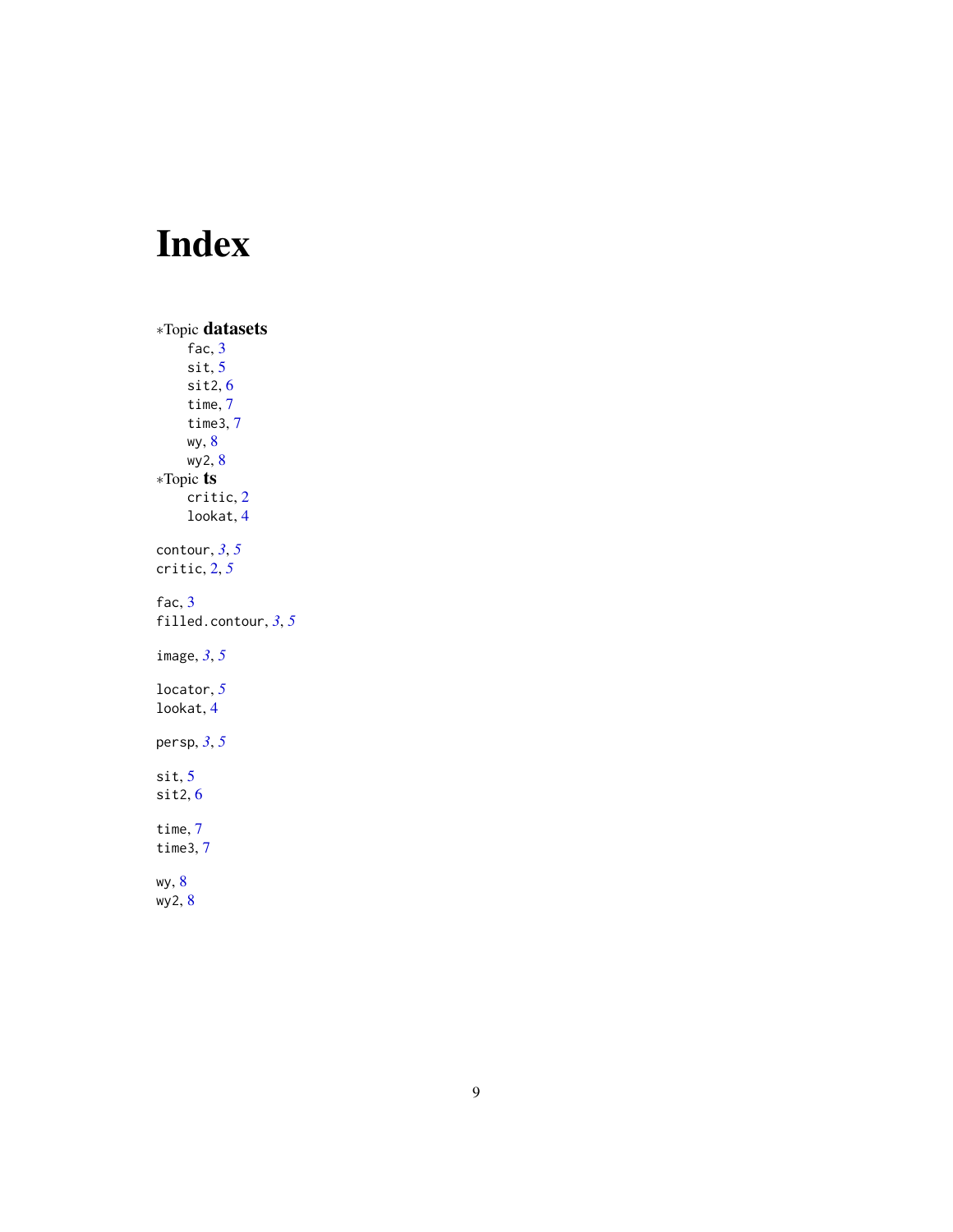# Index

*Topic **datasets**
- fac, 3
- sit, 5
- sit2, 6
- time, 7
- time3, 7
- wy, 8
- wy2, 8

*Topic **ts**
- critic, 2
- lookat, 4

contour, *3*, *5*
critic, 2, *5*

fac, 3
filled.contour, *3*, *5*

image, *3*, *5*

locator, *5*
lookat, 4

persp, *3*, *5*

sit, 5
sit2, 6

time, 7
time3, 7

wy, 8
wy2, 8